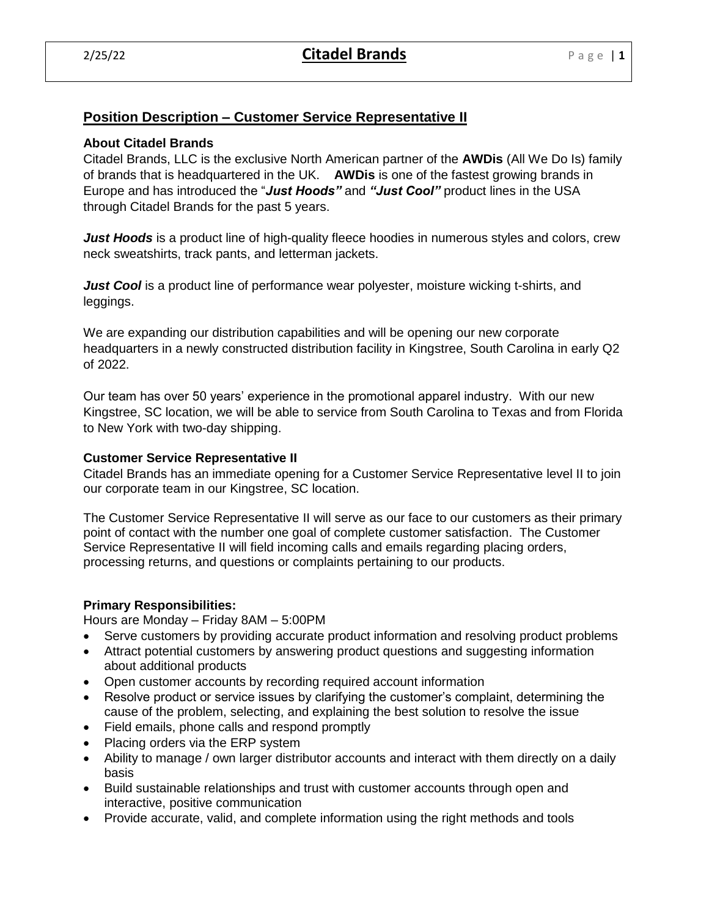## Position Description – Customer Service Representative II

### About Citadel Brands

Citadel Brands, LLC is the exclusive North American partner of the **AWDis** (All We Do Is) family of brands that is headquartered in the UK. **AWDis** is one of the fastest growing brands in Europe and has introduced the "***Just Hoods"*** and ***"Just Cool"*** product lines in the USA through Citadel Brands for the past 5 years.

***Just Hoods*** is a product line of high-quality fleece hoodies in numerous styles and colors, crew neck sweatshirts, track pants, and letterman jackets.

***Just Cool*** is a product line of performance wear polyester, moisture wicking t-shirts, and leggings.

We are expanding our distribution capabilities and will be opening our new corporate headquarters in a newly constructed distribution facility in Kingstree, South Carolina in early Q2 of 2022.

Our team has over 50 years' experience in the promotional apparel industry. With our new Kingstree, SC location, we will be able to service from South Carolina to Texas and from Florida to New York with two-day shipping.

### Customer Service Representative II

Citadel Brands has an immediate opening for a Customer Service Representative level II to join our corporate team in our Kingstree, SC location.

The Customer Service Representative II will serve as our face to our customers as their primary point of contact with the number one goal of complete customer satisfaction. The Customer Service Representative II will field incoming calls and emails regarding placing orders, processing returns, and questions or complaints pertaining to our products.

### Primary Responsibilities:

Hours are Monday – Friday 8AM – 5:00PM

- Serve customers by providing accurate product information and resolving product problems
- Attract potential customers by answering product questions and suggesting information about additional products
- Open customer accounts by recording required account information
- Resolve product or service issues by clarifying the customer's complaint, determining the cause of the problem, selecting, and explaining the best solution to resolve the issue
- Field emails, phone calls and respond promptly
- Placing orders via the ERP system
- Ability to manage / own larger distributor accounts and interact with them directly on a daily basis
- Build sustainable relationships and trust with customer accounts through open and interactive, positive communication
- Provide accurate, valid, and complete information using the right methods and tools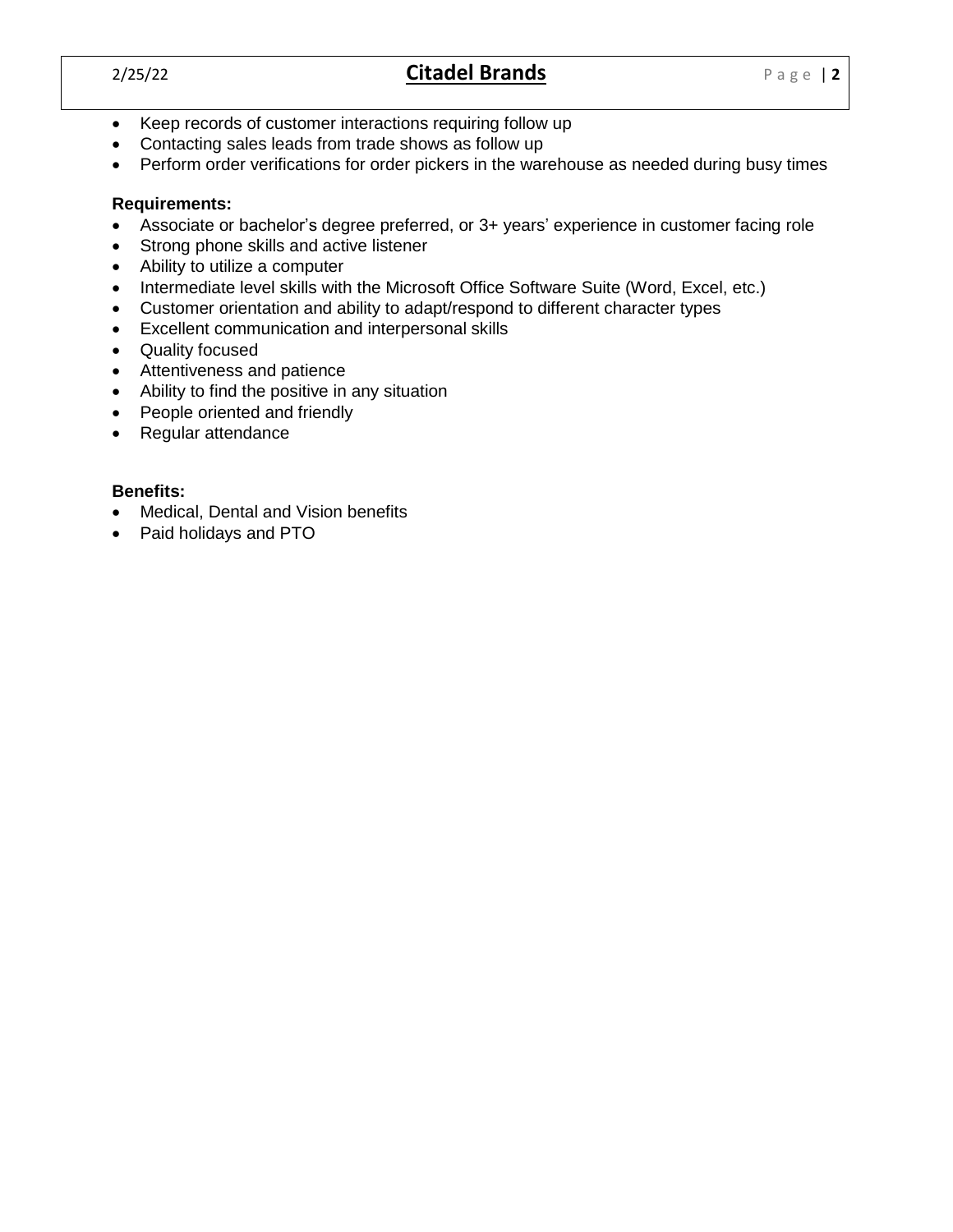- Keep records of customer interactions requiring follow up
- Contacting sales leads from trade shows as follow up
- Perform order verifications for order pickers in the warehouse as needed during busy times

**Requirements:**

- Associate or bachelor's degree preferred, or 3+ years' experience in customer facing role
- Strong phone skills and active listener
- Ability to utilize a computer
- Intermediate level skills with the Microsoft Office Software Suite (Word, Excel, etc.)
- Customer orientation and ability to adapt/respond to different character types
- Excellent communication and interpersonal skills
- Quality focused
- Attentiveness and patience
- Ability to find the positive in any situation
- People oriented and friendly
- Regular attendance

**Benefits:**

- Medical, Dental and Vision benefits
- Paid holidays and PTO